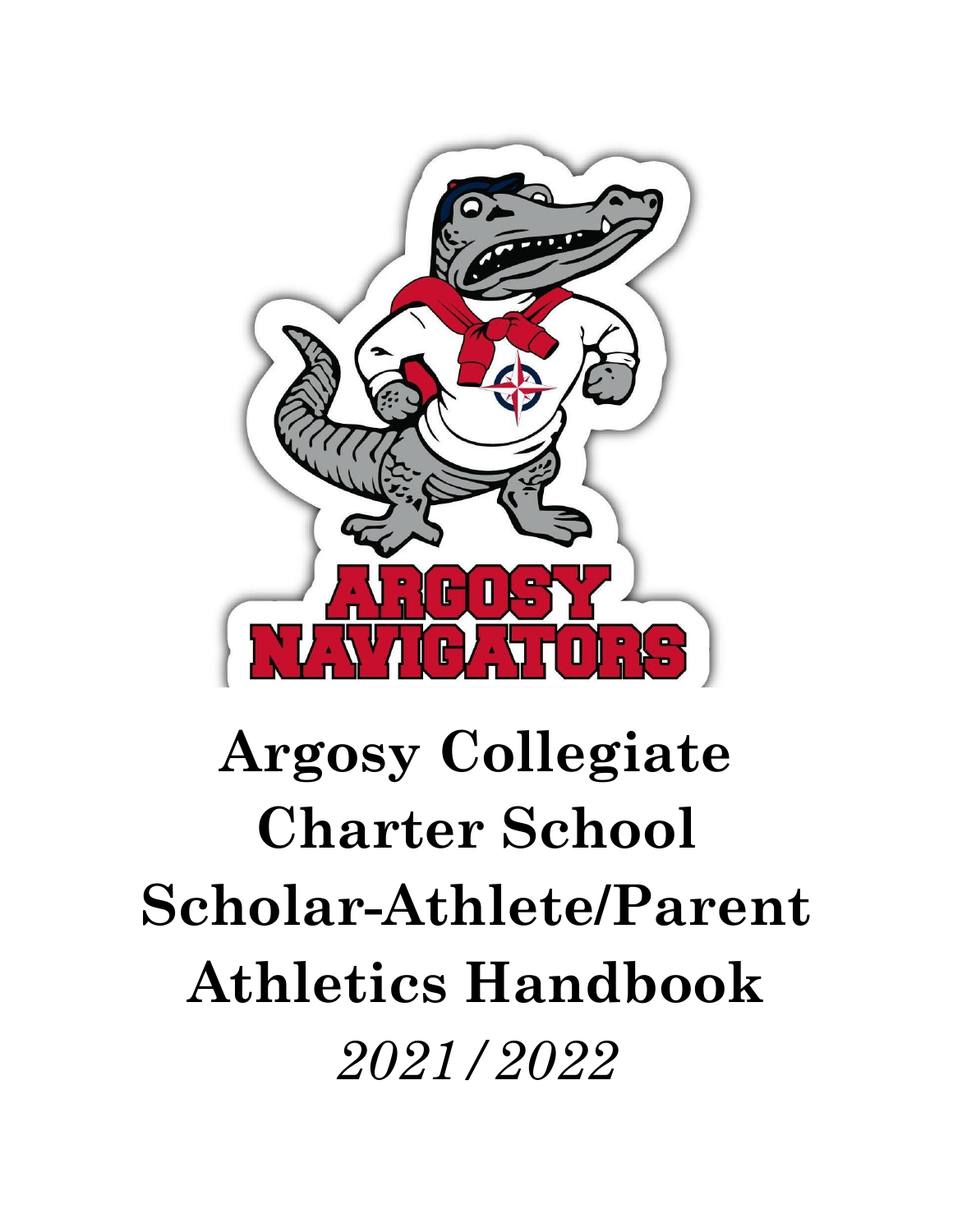# Argosy Collegiate Charter School Scholar-Athlete/Parent Athletics Handbook

*2021/2022*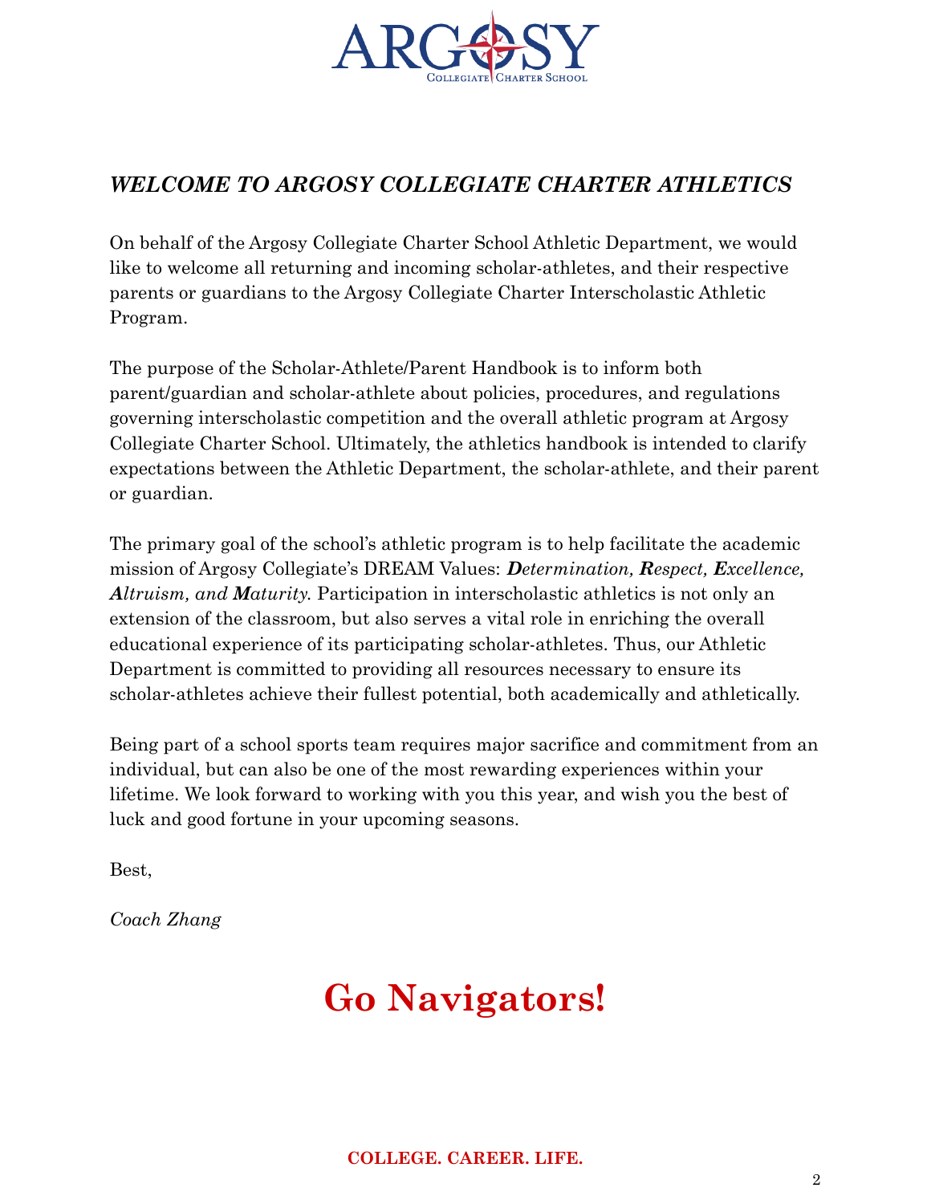ARGOSY
Collegiate Charter School

## *WELCOME TO ARGOSY COLLEGIATE CHARTER ATHLETICS*

On behalf of the Argosy Collegiate Charter School Athletic Department, we would like to welcome all returning and incoming scholar-athletes, and their respective parents or guardians to the Argosy Collegiate Charter Interscholastic Athletic Program.

The purpose of the Scholar-Athlete/Parent Handbook is to inform both parent/guardian and scholar-athlete about policies, procedures, and regulations governing interscholastic competition and the overall athletic program at Argosy Collegiate Charter School. Ultimately, the athletics handbook is intended to clarify expectations between the Athletic Department, the scholar-athlete, and their parent or guardian.

The primary goal of the school's athletic program is to help facilitate the academic mission of Argosy Collegiate's DREAM Values: ***D****etermination,* ***R****espect,* ***E****xcellence,* ***A****ltruism, and* ***M****aturity.* Participation in interscholastic athletics is not only an extension of the classroom, but also serves a vital role in enriching the overall educational experience of its participating scholar-athletes. Thus, our Athletic Department is committed to providing all resources necessary to ensure its scholar-athletes achieve their fullest potential, both academically and athletically.

Being part of a school sports team requires major sacrifice and commitment from an individual, but can also be one of the most rewarding experiences within your lifetime. We look forward to working with you this year, and wish you the best of luck and good fortune in your upcoming seasons.

Best,

*Coach Zhang*

# **Go Navigators!**

**COLLEGE. CAREER. LIFE.**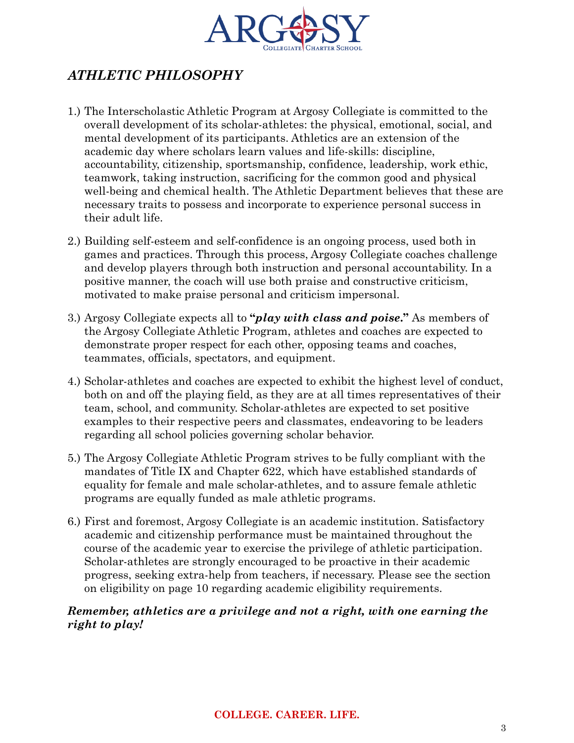## *ATHLETIC PHILOSOPHY*

1.) The Interscholastic Athletic Program at Argosy Collegiate is committed to the overall development of its scholar-athletes: the physical, emotional, social, and mental development of its participants. Athletics are an extension of the academic day where scholars learn values and life-skills: discipline, accountability, citizenship, sportsmanship, confidence, leadership, work ethic, teamwork, taking instruction, sacrificing for the common good and physical well-being and chemical health. The Athletic Department believes that these are necessary traits to possess and incorporate to experience personal success in their adult life.

2.) Building self-esteem and self-confidence is an ongoing process, used both in games and practices. Through this process, Argosy Collegiate coaches challenge and develop players through both instruction and personal accountability. In a positive manner, the coach will use both praise and constructive criticism, motivated to make praise personal and criticism impersonal.

3.) Argosy Collegiate expects all to **"*play with class and poise.*"** As members of the Argosy Collegiate Athletic Program, athletes and coaches are expected to demonstrate proper respect for each other, opposing teams and coaches, teammates, officials, spectators, and equipment.

4.) Scholar-athletes and coaches are expected to exhibit the highest level of conduct, both on and off the playing field, as they are at all times representatives of their team, school, and community. Scholar-athletes are expected to set positive examples to their respective peers and classmates, endeavoring to be leaders regarding all school policies governing scholar behavior.

5.) The Argosy Collegiate Athletic Program strives to be fully compliant with the mandates of Title IX and Chapter 622, which have established standards of equality for female and male scholar-athletes, and to assure female athletic programs are equally funded as male athletic programs.

6.) First and foremost, Argosy Collegiate is an academic institution. Satisfactory academic and citizenship performance must be maintained throughout the course of the academic year to exercise the privilege of athletic participation. Scholar-athletes are strongly encouraged to be proactive in their academic progress, seeking extra-help from teachers, if necessary. Please see the section on eligibility on page 10 regarding academic eligibility requirements.

***Remember, athletics are a privilege and not a right, with one earning the right to play!***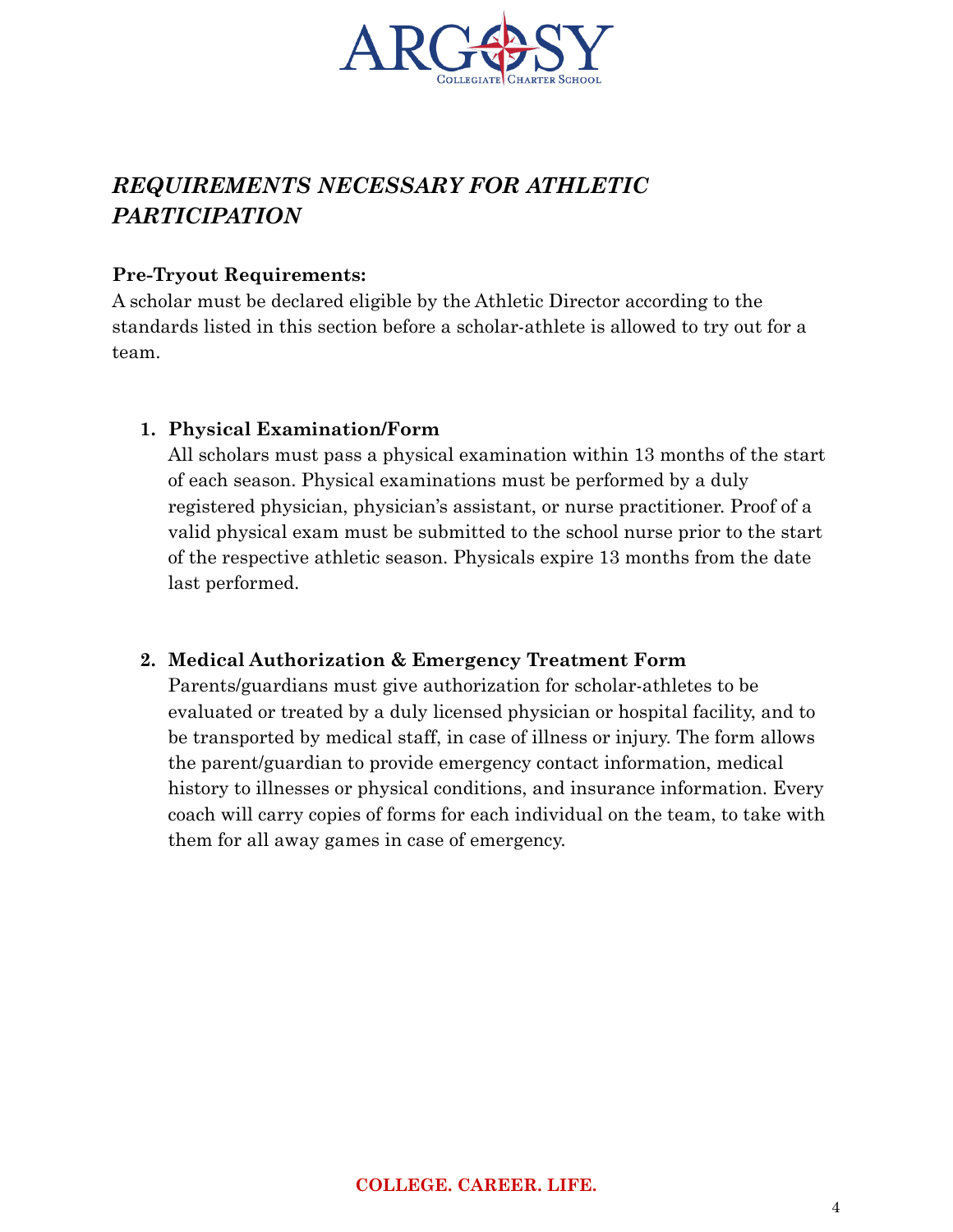## *REQUIREMENTS NECESSARY FOR ATHLETIC PARTICIPATION*

**Pre-Tryout Requirements:**
A scholar must be declared eligible by the Athletic Director according to the standards listed in this section before a scholar-athlete is allowed to try out for a team.

1. **Physical Examination/Form**
   All scholars must pass a physical examination within 13 months of the start of each season. Physical examinations must be performed by a duly registered physician, physician's assistant, or nurse practitioner. Proof of a valid physical exam must be submitted to the school nurse prior to the start of the respective athletic season. Physicals expire 13 months from the date last performed.

2. **Medical Authorization & Emergency Treatment Form**
   Parents/guardians must give authorization for scholar-athletes to be evaluated or treated by a duly licensed physician or hospital facility, and to be transported by medical staff, in case of illness or injury. The form allows the parent/guardian to provide emergency contact information, medical history to illnesses or physical conditions, and insurance information. Every coach will carry copies of forms for each individual on the team, to take with them for all away games in case of emergency.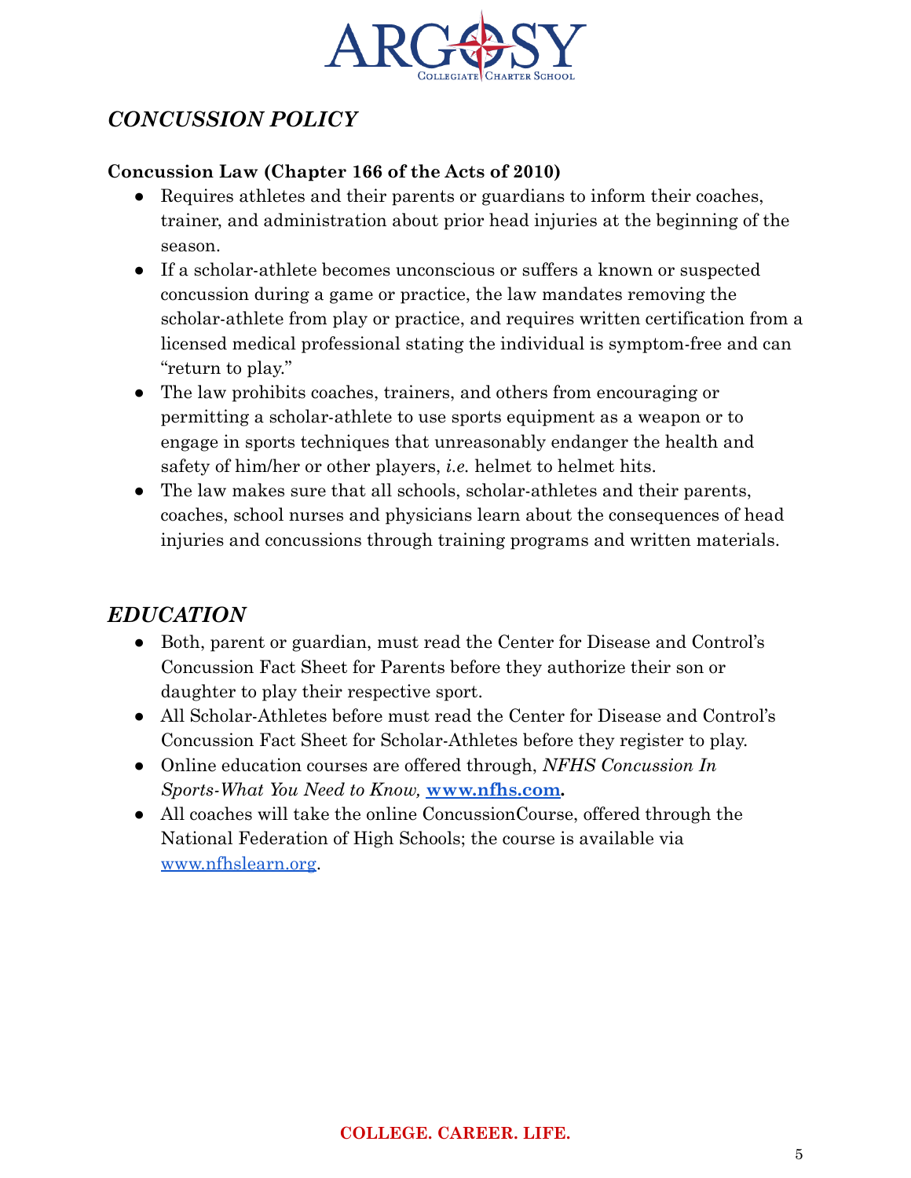## *CONCUSSION POLICY*

**Concussion Law (Chapter 166 of the Acts of 2010)**

- Requires athletes and their parents or guardians to inform their coaches, trainer, and administration about prior head injuries at the beginning of the season.
- If a scholar-athlete becomes unconscious or suffers a known or suspected concussion during a game or practice, the law mandates removing the scholar-athlete from play or practice, and requires written certification from a licensed medical professional stating the individual is symptom-free and can "return to play."
- The law prohibits coaches, trainers, and others from encouraging or permitting a scholar-athlete to use sports equipment as a weapon or to engage in sports techniques that unreasonably endanger the health and safety of him/her or other players, *i.e.* helmet to helmet hits.
- The law makes sure that all schools, scholar-athletes and their parents, coaches, school nurses and physicians learn about the consequences of head injuries and concussions through training programs and written materials.

## *EDUCATION*

- Both, parent or guardian, must read the Center for Disease and Control's Concussion Fact Sheet for Parents before they authorize their son or daughter to play their respective sport.
- All Scholar-Athletes before must read the Center for Disease and Control's Concussion Fact Sheet for Scholar-Athletes before they register to play.
- Online education courses are offered through, *NFHS Concussion In Sports-What You Need to Know,* **www.nfhs.com.**
- All coaches will take the online ConcussionCourse, offered through the National Federation of High Schools; the course is available via www.nfhslearn.org.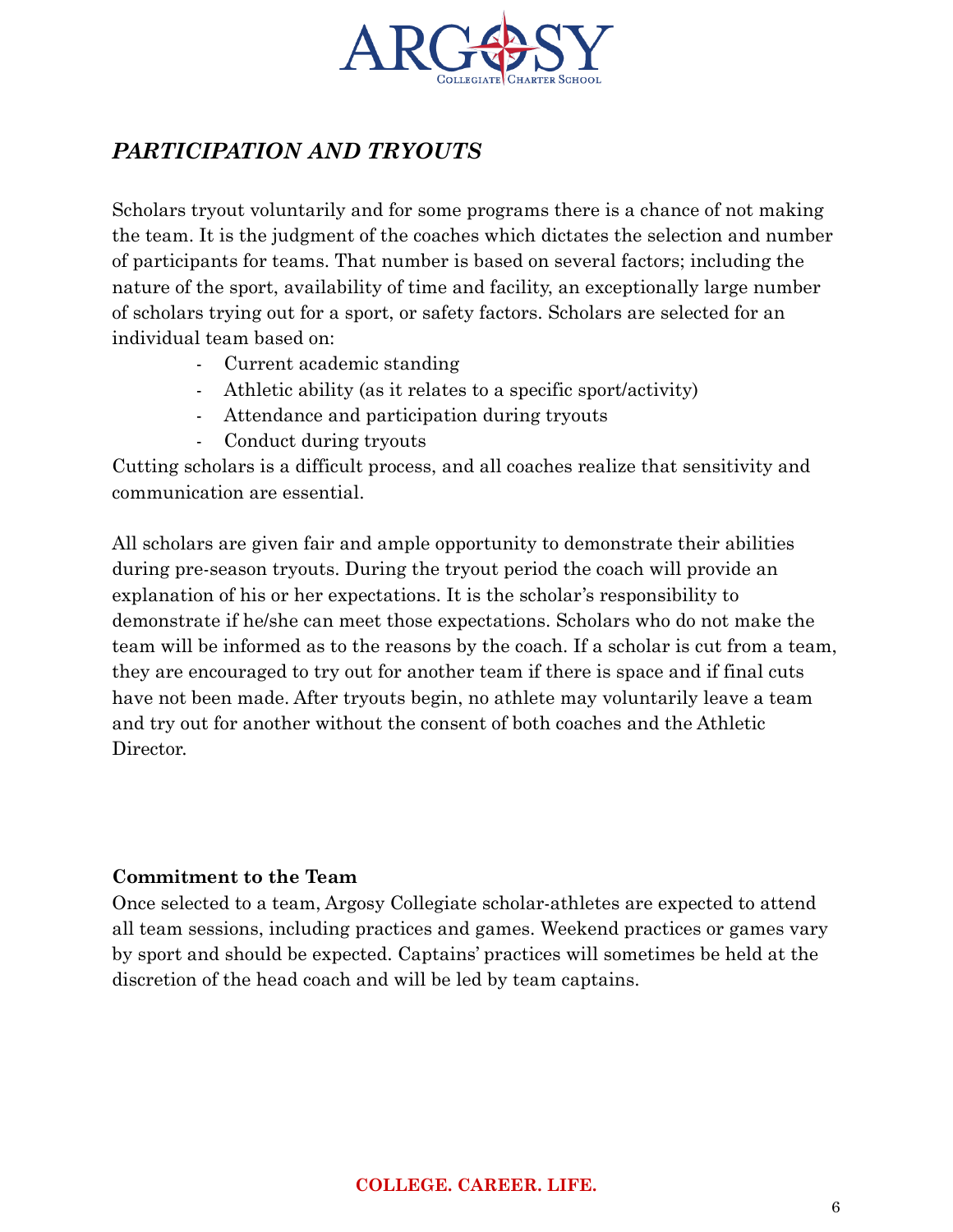## *PARTICIPATION AND TRYOUTS*

Scholars tryout voluntarily and for some programs there is a chance of not making the team. It is the judgment of the coaches which dictates the selection and number of participants for teams. That number is based on several factors; including the nature of the sport, availability of time and facility, an exceptionally large number of scholars trying out for a sport, or safety factors. Scholars are selected for an individual team based on:

- Current academic standing
- Athletic ability (as it relates to a specific sport/activity)
- Attendance and participation during tryouts
- Conduct during tryouts

Cutting scholars is a difficult process, and all coaches realize that sensitivity and communication are essential.

All scholars are given fair and ample opportunity to demonstrate their abilities during pre-season tryouts. During the tryout period the coach will provide an explanation of his or her expectations. It is the scholar's responsibility to demonstrate if he/she can meet those expectations. Scholars who do not make the team will be informed as to the reasons by the coach. If a scholar is cut from a team, they are encouraged to try out for another team if there is space and if final cuts have not been made. After tryouts begin, no athlete may voluntarily leave a team and try out for another without the consent of both coaches and the Athletic Director.

**Commitment to the Team**

Once selected to a team, Argosy Collegiate scholar-athletes are expected to attend all team sessions, including practices and games. Weekend practices or games vary by sport and should be expected. Captains' practices will sometimes be held at the discretion of the head coach and will be led by team captains.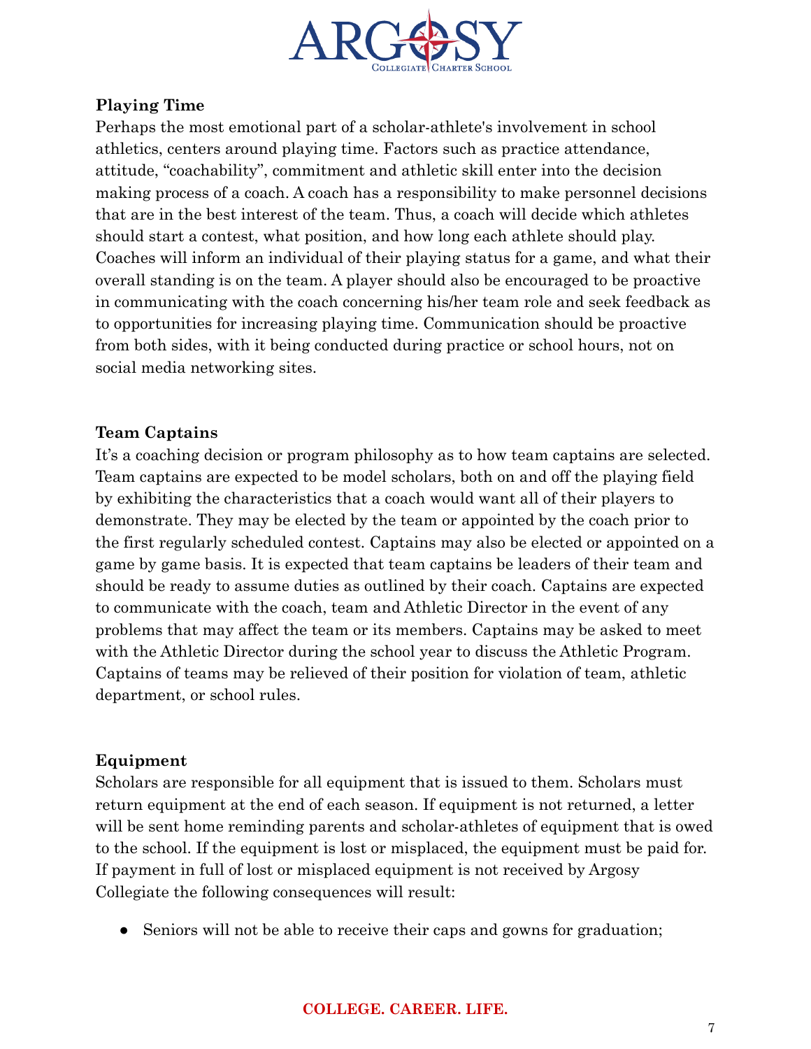### Playing Time

Perhaps the most emotional part of a scholar-athlete's involvement in school athletics, centers around playing time. Factors such as practice attendance, attitude, "coachability", commitment and athletic skill enter into the decision making process of a coach. A coach has a responsibility to make personnel decisions that are in the best interest of the team. Thus, a coach will decide which athletes should start a contest, what position, and how long each athlete should play. Coaches will inform an individual of their playing status for a game, and what their overall standing is on the team. A player should also be encouraged to be proactive in communicating with the coach concerning his/her team role and seek feedback as to opportunities for increasing playing time. Communication should be proactive from both sides, with it being conducted during practice or school hours, not on social media networking sites.

### Team Captains

It's a coaching decision or program philosophy as to how team captains are selected. Team captains are expected to be model scholars, both on and off the playing field by exhibiting the characteristics that a coach would want all of their players to demonstrate. They may be elected by the team or appointed by the coach prior to the first regularly scheduled contest. Captains may also be elected or appointed on a game by game basis. It is expected that team captains be leaders of their team and should be ready to assume duties as outlined by their coach. Captains are expected to communicate with the coach, team and Athletic Director in the event of any problems that may affect the team or its members. Captains may be asked to meet with the Athletic Director during the school year to discuss the Athletic Program. Captains of teams may be relieved of their position for violation of team, athletic department, or school rules.

### Equipment

Scholars are responsible for all equipment that is issued to them. Scholars must return equipment at the end of each season. If equipment is not returned, a letter will be sent home reminding parents and scholar-athletes of equipment that is owed to the school. If the equipment is lost or misplaced, the equipment must be paid for. If payment in full of lost or misplaced equipment is not received by Argosy Collegiate the following consequences will result:

- Seniors will not be able to receive their caps and gowns for graduation;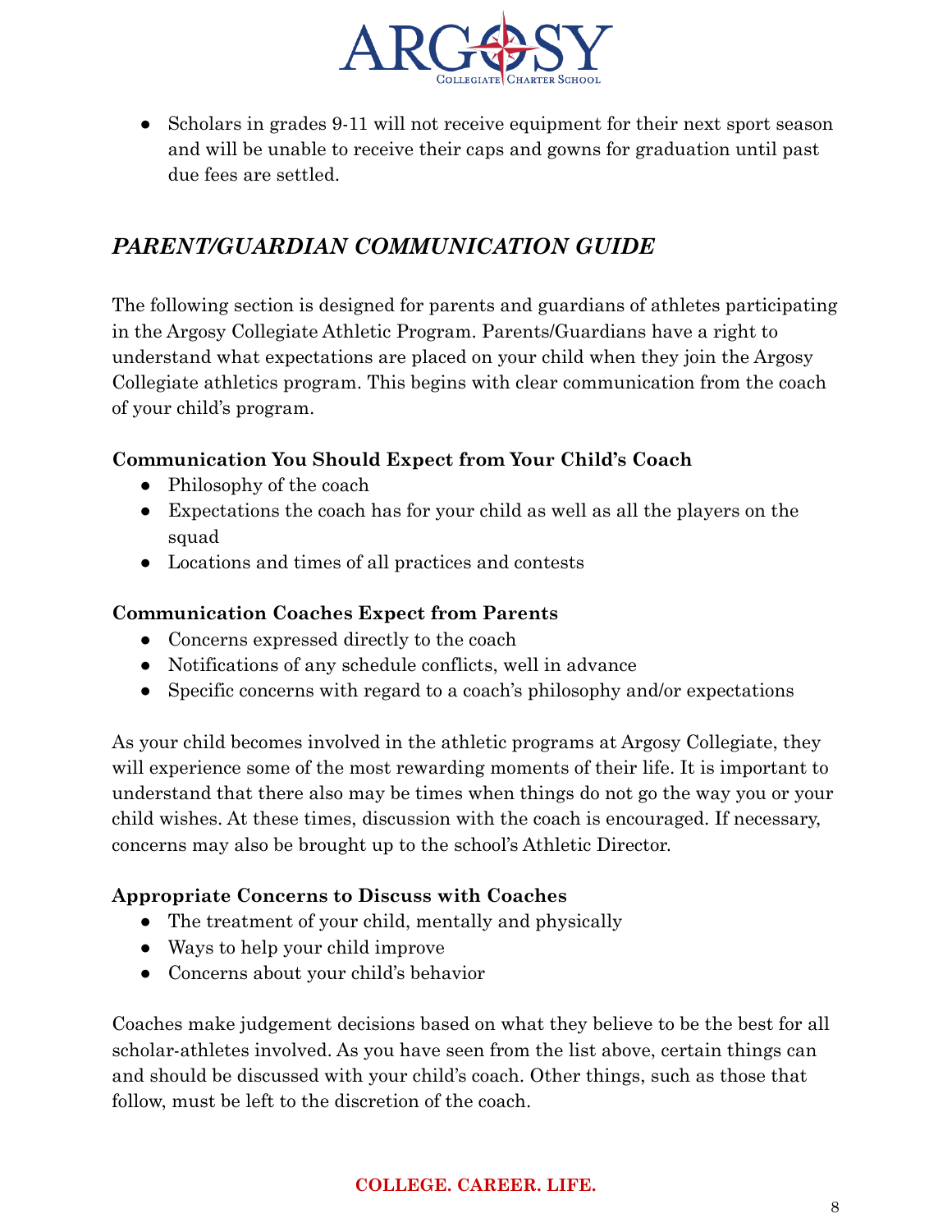- Scholars in grades 9-11 will not receive equipment for their next sport season and will be unable to receive their caps and gowns for graduation until past due fees are settled.

## *PARENT/GUARDIAN COMMUNICATION GUIDE*

The following section is designed for parents and guardians of athletes participating in the Argosy Collegiate Athletic Program. Parents/Guardians have a right to understand what expectations are placed on your child when they join the Argosy Collegiate athletics program. This begins with clear communication from the coach of your child's program.

**Communication You Should Expect from Your Child's Coach**

- Philosophy of the coach
- Expectations the coach has for your child as well as all the players on the squad
- Locations and times of all practices and contests

**Communication Coaches Expect from Parents**

- Concerns expressed directly to the coach
- Notifications of any schedule conflicts, well in advance
- Specific concerns with regard to a coach's philosophy and/or expectations

As your child becomes involved in the athletic programs at Argosy Collegiate, they will experience some of the most rewarding moments of their life. It is important to understand that there also may be times when things do not go the way you or your child wishes. At these times, discussion with the coach is encouraged. If necessary, concerns may also be brought up to the school's Athletic Director.

**Appropriate Concerns to Discuss with Coaches**

- The treatment of your child, mentally and physically
- Ways to help your child improve
- Concerns about your child's behavior

Coaches make judgement decisions based on what they believe to be the best for all scholar-athletes involved. As you have seen from the list above, certain things can and should be discussed with your child's coach. Other things, such as those that follow, must be left to the discretion of the coach.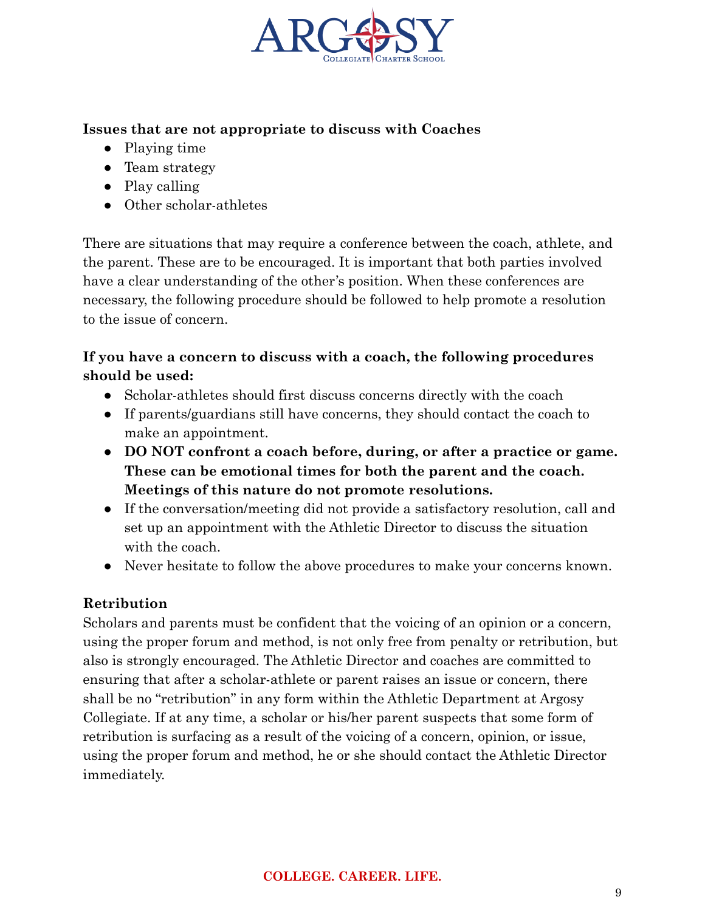**Issues that are not appropriate to discuss with Coaches**

- Playing time
- Team strategy
- Play calling
- Other scholar-athletes

There are situations that may require a conference between the coach, athlete, and the parent. These are to be encouraged. It is important that both parties involved have a clear understanding of the other's position. When these conferences are necessary, the following procedure should be followed to help promote a resolution to the issue of concern.

**If you have a concern to discuss with a coach, the following procedures should be used:**

- Scholar-athletes should first discuss concerns directly with the coach
- If parents/guardians still have concerns, they should contact the coach to make an appointment.
- **DO NOT confront a coach before, during, or after a practice or game. These can be emotional times for both the parent and the coach. Meetings of this nature do not promote resolutions.**
- If the conversation/meeting did not provide a satisfactory resolution, call and set up an appointment with the Athletic Director to discuss the situation with the coach.
- Never hesitate to follow the above procedures to make your concerns known.

**Retribution**

Scholars and parents must be confident that the voicing of an opinion or a concern, using the proper forum and method, is not only free from penalty or retribution, but also is strongly encouraged. The Athletic Director and coaches are committed to ensuring that after a scholar-athlete or parent raises an issue or concern, there shall be no "retribution" in any form within the Athletic Department at Argosy Collegiate. If at any time, a scholar or his/her parent suspects that some form of retribution is surfacing as a result of the voicing of a concern, opinion, or issue, using the proper forum and method, he or she should contact the Athletic Director immediately.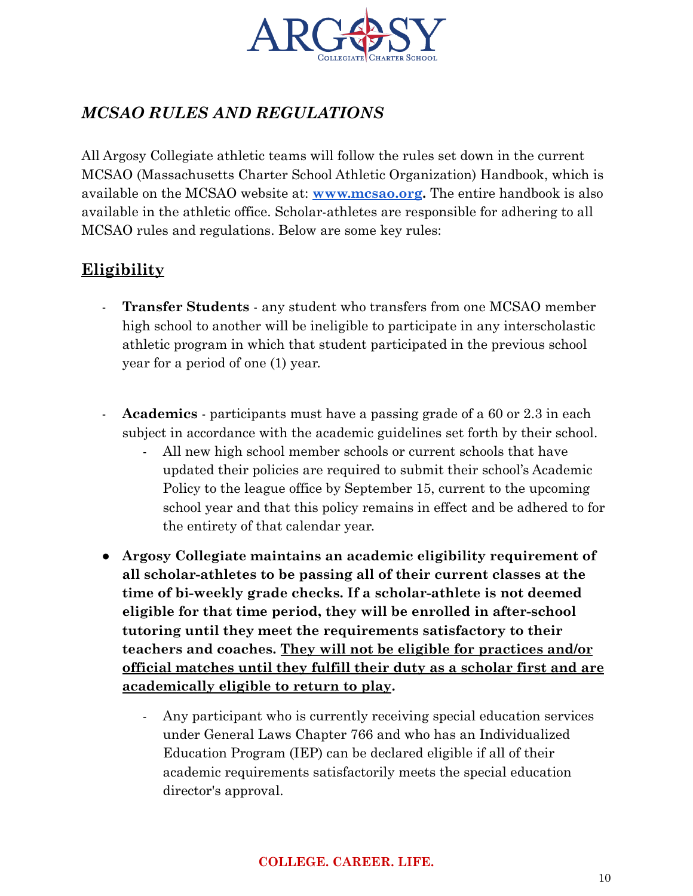## *MCSAO RULES AND REGULATIONS*

All Argosy Collegiate athletic teams will follow the rules set down in the current MCSAO (Massachusetts Charter School Athletic Organization) Handbook, which is available on the MCSAO website at: **[www.mcsao.org](http://www.mcsao.org).** The entire handbook is also available in the athletic office. Scholar-athletes are responsible for adhering to all MCSAO rules and regulations. Below are some key rules:

### <u>Eligibility</u>

- **Transfer Students** - any student who transfers from one MCSAO member high school to another will be ineligible to participate in any interscholastic athletic program in which that student participated in the previous school year for a period of one (1) year.

- **Academics** - participants must have a passing grade of a 60 or 2.3 in each subject in accordance with the academic guidelines set forth by their school.
  - All new high school member schools or current schools that have updated their policies are required to submit their school's Academic Policy to the league office by September 15, current to the upcoming school year and that this policy remains in effect and be adhered to for the entirety of that calendar year.

- **Argosy Collegiate maintains an academic eligibility requirement of all scholar-athletes to be passing all of their current classes at the time of bi-weekly grade checks. If a scholar-athlete is not deemed eligible for that time period, they will be enrolled in after-school tutoring until they meet the requirements satisfactory to their teachers and coaches. <u>They will not be eligible for practices and/or official matches until they fulfill their duty as a scholar first and are academically eligible to return to play</u>.**
  - Any participant who is currently receiving special education services under General Laws Chapter 766 and who has an Individualized Education Program (IEP) can be declared eligible if all of their academic requirements satisfactorily meets the special education director's approval.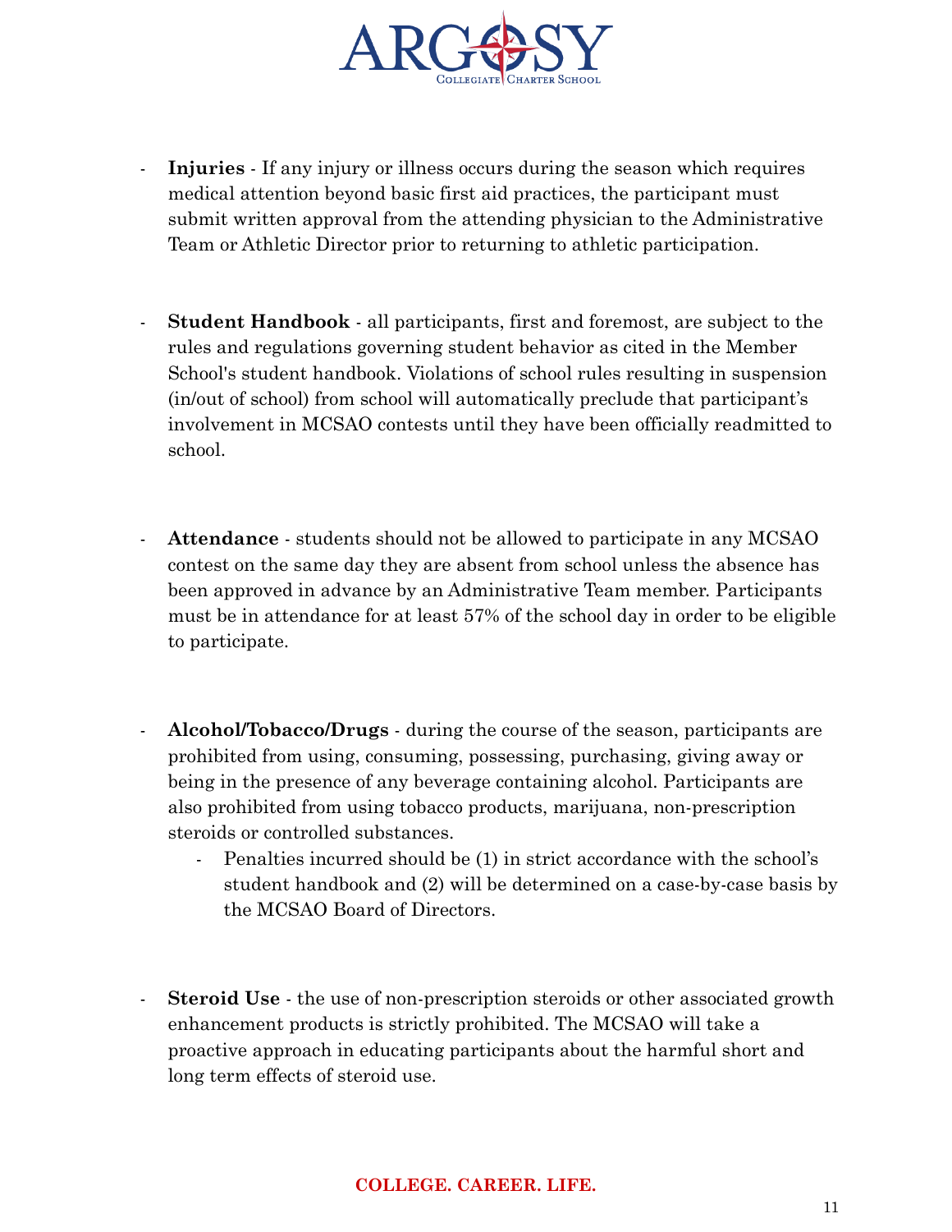- **Injuries** - If any injury or illness occurs during the season which requires medical attention beyond basic first aid practices, the participant must submit written approval from the attending physician to the Administrative Team or Athletic Director prior to returning to athletic participation.

- **Student Handbook** - all participants, first and foremost, are subject to the rules and regulations governing student behavior as cited in the Member School's student handbook. Violations of school rules resulting in suspension (in/out of school) from school will automatically preclude that participant's involvement in MCSAO contests until they have been officially readmitted to school.

- **Attendance** - students should not be allowed to participate in any MCSAO contest on the same day they are absent from school unless the absence has been approved in advance by an Administrative Team member. Participants must be in attendance for at least 57% of the school day in order to be eligible to participate.

- **Alcohol/Tobacco/Drugs** - during the course of the season, participants are prohibited from using, consuming, possessing, purchasing, giving away or being in the presence of any beverage containing alcohol. Participants are also prohibited from using tobacco products, marijuana, non-prescription steroids or controlled substances.
    - Penalties incurred should be (1) in strict accordance with the school's student handbook and (2) will be determined on a case-by-case basis by the MCSAO Board of Directors.

- **Steroid Use** - the use of non-prescription steroids or other associated growth enhancement products is strictly prohibited. The MCSAO will take a proactive approach in educating participants about the harmful short and long term effects of steroid use.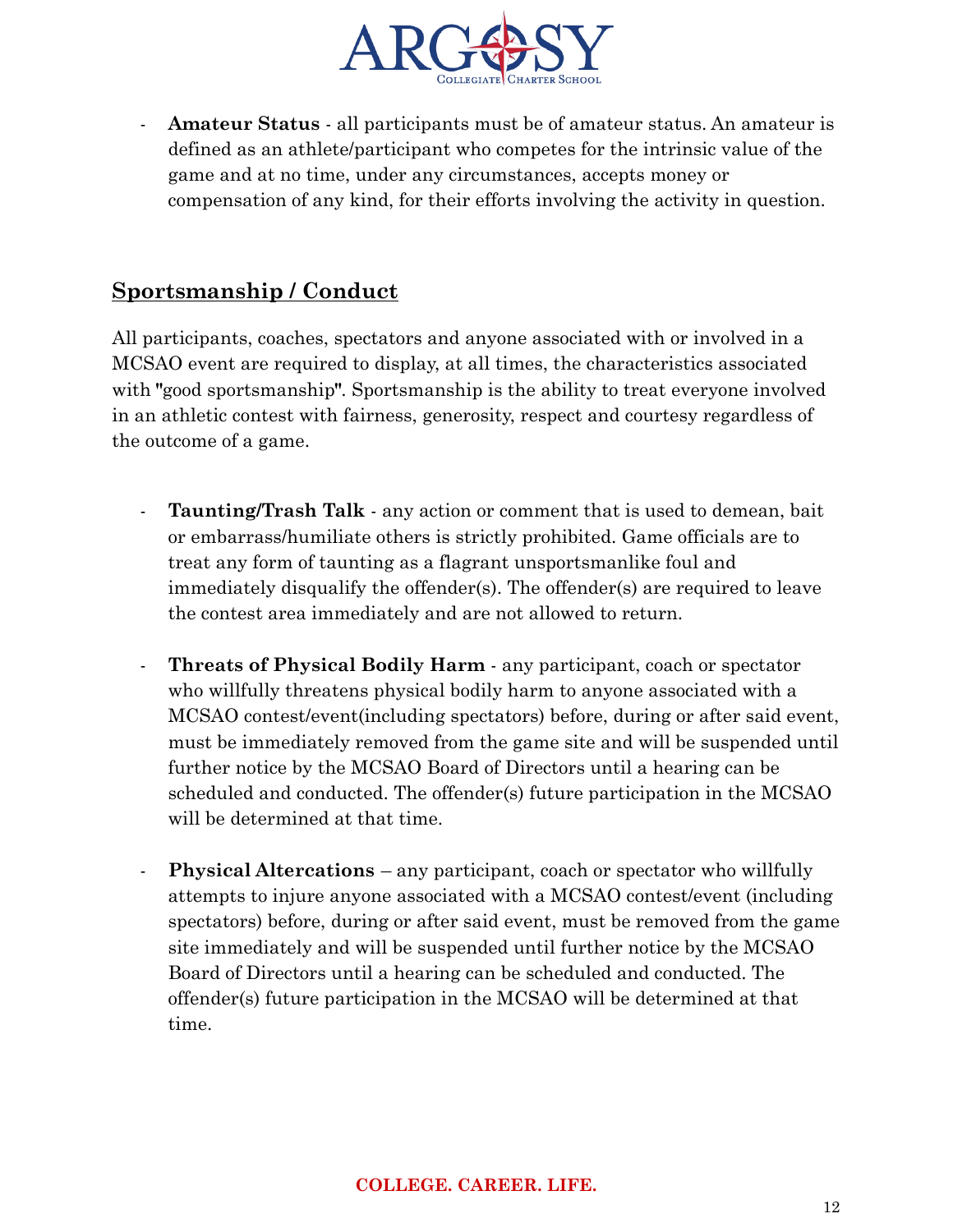- **Amateur Status** - all participants must be of amateur status. An amateur is defined as an athlete/participant who competes for the intrinsic value of the game and at no time, under any circumstances, accepts money or compensation of any kind, for their efforts involving the activity in question.

## Sportsmanship / Conduct

All participants, coaches, spectators and anyone associated with or involved in a MCSAO event are required to display, at all times, the characteristics associated with "good sportsmanship". Sportsmanship is the ability to treat everyone involved in an athletic contest with fairness, generosity, respect and courtesy regardless of the outcome of a game.

- **Taunting/Trash Talk** - any action or comment that is used to demean, bait or embarrass/humiliate others is strictly prohibited. Game officials are to treat any form of taunting as a flagrant unsportsmanlike foul and immediately disqualify the offender(s). The offender(s) are required to leave the contest area immediately and are not allowed to return.

- **Threats of Physical Bodily Harm** - any participant, coach or spectator who willfully threatens physical bodily harm to anyone associated with a MCSAO contest/event(including spectators) before, during or after said event, must be immediately removed from the game site and will be suspended until further notice by the MCSAO Board of Directors until a hearing can be scheduled and conducted. The offender(s) future participation in the MCSAO will be determined at that time.

- **Physical Altercations** – any participant, coach or spectator who willfully attempts to injure anyone associated with a MCSAO contest/event (including spectators) before, during or after said event, must be removed from the game site immediately and will be suspended until further notice by the MCSAO Board of Directors until a hearing can be scheduled and conducted. The offender(s) future participation in the MCSAO will be determined at that time.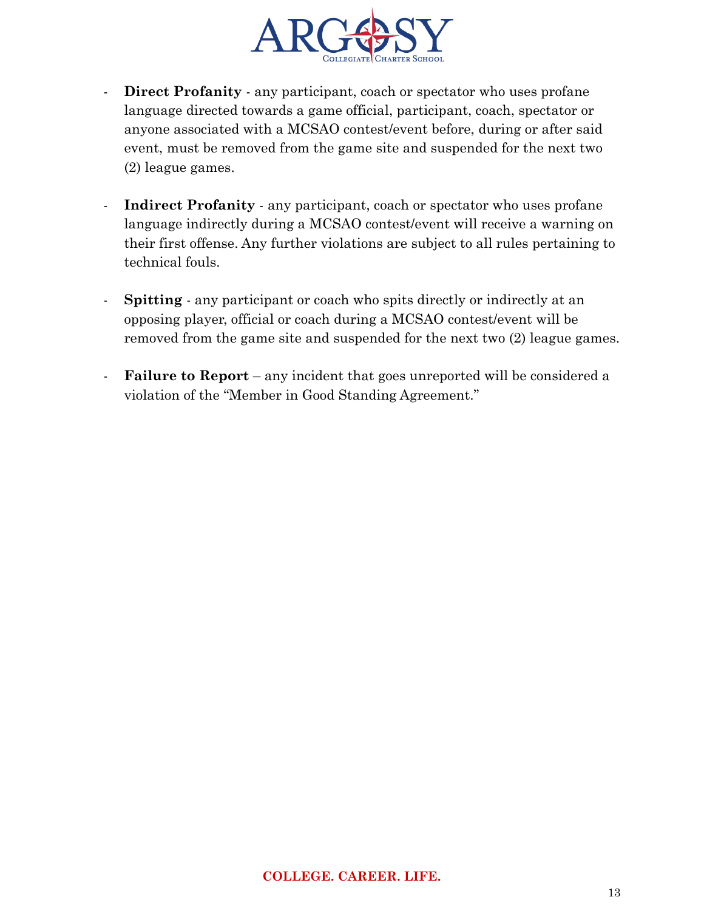- **Direct Profanity** - any participant, coach or spectator who uses profane language directed towards a game official, participant, coach, spectator or anyone associated with a MCSAO contest/event before, during or after said event, must be removed from the game site and suspended for the next two (2) league games.

- **Indirect Profanity** - any participant, coach or spectator who uses profane language indirectly during a MCSAO contest/event will receive a warning on their first offense. Any further violations are subject to all rules pertaining to technical fouls.

- **Spitting** - any participant or coach who spits directly or indirectly at an opposing player, official or coach during a MCSAO contest/event will be removed from the game site and suspended for the next two (2) league games.

- **Failure to Report** – any incident that goes unreported will be considered a violation of the "Member in Good Standing Agreement."